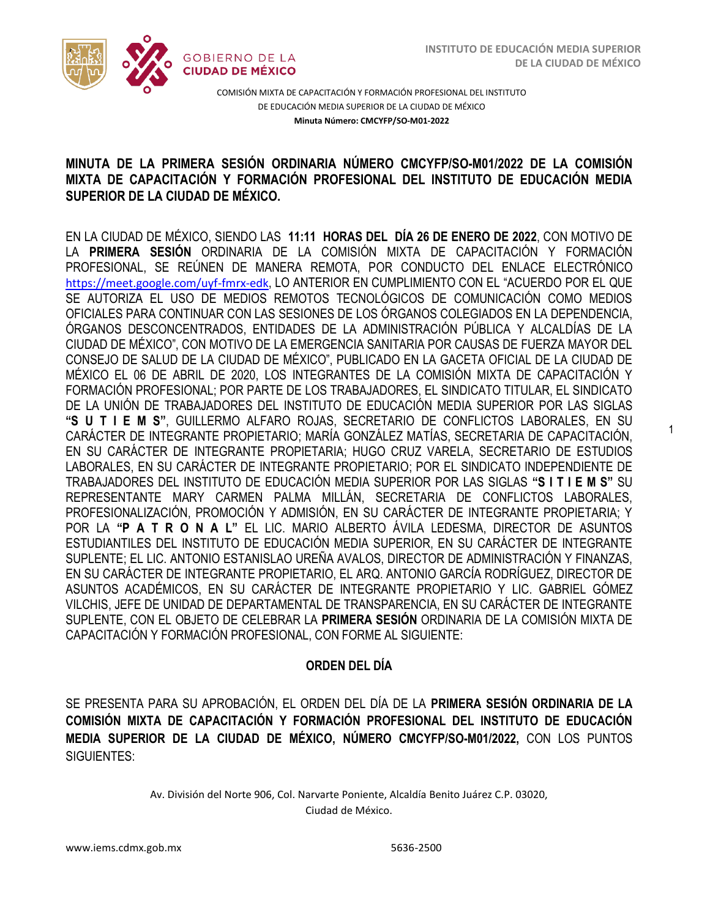COMISIÓN MIXTA DE CAPACITACIÓN Y FORMACIÓN PROFESIONAL DEL INSTITUTO DE EDUCACIÓN MEDIA SUPERIOR DE LA CIUDAD DE MÉXICO

**Minuta Número: CMCYFP/SO-M01-2022**

**MINUTA DE LA PRIMERA SESIÓN ORDINARIA NÚMERO CMCYFP/SO-M01/2022 DE LA COMISIÓN MIXTA DE CAPACITACIÓN Y FORMACIÓN PROFESIONAL DEL INSTITUTO DE EDUCACIÓN MEDIA SUPERIOR DE LA CIUDAD DE MÉXICO.**

EN LA CIUDAD DE MÉXICO, SIENDO LAS **11:11 HORAS DEL DÍA 26 DE ENERO DE 2022**, CON MOTIVO DE LA **PRIMERA SESIÓN** ORDINARIA DE LA COMISIÓN MIXTA DE CAPACITACIÓN Y FORMACIÓN PROFESIONAL, SE REÚNEN DE MANERA REMOTA, POR CONDUCTO DEL ENLACE ELECTRÓNICO https://meet.google.com/uyf-fmrx-edk, LO ANTERIOR EN CUMPLIMIENTO CON EL "ACUERDO POR EL QUE SE AUTORIZA EL USO DE MEDIOS REMOTOS TECNOLÓGICOS DE COMUNICACIÓN COMO MEDIOS OFICIALES PARA CONTINUAR CON LAS SESIONES DE LOS ÓRGANOS COLEGIADOS EN LA DEPENDENCIA, ÓRGANOS DESCONCENTRADOS, ENTIDADES DE LA ADMINISTRACIÓN PÚBLICA Y ALCALDÍAS DE LA CIUDAD DE MÉXICO", CON MOTIVO DE LA EMERGENCIA SANITARIA POR CAUSAS DE FUERZA MAYOR DEL CONSEJO DE SALUD DE LA CIUDAD DE MÉXICO", PUBLICADO EN LA GACETA OFICIAL DE LA CIUDAD DE MÉXICO EL 06 DE ABRIL DE 2020, LOS INTEGRANTES DE LA COMISIÓN MIXTA DE CAPACITACIÓN Y FORMACIÓN PROFESIONAL; POR PARTE DE LOS TRABAJADORES, EL SINDICATO TITULAR, EL SINDICATO DE LA UNIÓN DE TRABAJADORES DEL INSTITUTO DE EDUCACIÓN MEDIA SUPERIOR POR LAS SIGLAS **"S U T I E M S"**, GUILLERMO ALFARO ROJAS, SECRETARIO DE CONFLICTOS LABORALES, EN SU CARÁCTER DE INTEGRANTE PROPIETARIO; MARÍA GONZÁLEZ MATÍAS, SECRETARIA DE CAPACITACIÓN, EN SU CARÁCTER DE INTEGRANTE PROPIETARIA; HUGO CRUZ VARELA, SECRETARIO DE ESTUDIOS LABORALES, EN SU CARÁCTER DE INTEGRANTE PROPIETARIO; POR EL SINDICATO INDEPENDIENTE DE TRABAJADORES DEL INSTITUTO DE EDUCACIÓN MEDIA SUPERIOR POR LAS SIGLAS **"S I T I E M S"** SU REPRESENTANTE MARY CARMEN PALMA MILLÁN, SECRETARIA DE CONFLICTOS LABORALES, PROFESIONALIZACIÓN, PROMOCIÓN Y ADMISIÓN, EN SU CARÁCTER DE INTEGRANTE PROPIETARIA; Y POR LA **"P A T R O N A L"** EL LIC. MARIO ALBERTO ÁVILA LEDESMA, DIRECTOR DE ASUNTOS ESTUDIANTILES DEL INSTITUTO DE EDUCACIÓN MEDIA SUPERIOR, EN SU CARÁCTER DE INTEGRANTE SUPLENTE; EL LIC. ANTONIO ESTANISLAO UREÑA AVALOS, DIRECTOR DE ADMINISTRACIÓN Y FINANZAS, EN SU CARÁCTER DE INTEGRANTE PROPIETARIO, EL ARQ. ANTONIO GARCÍA RODRÍGUEZ, DIRECTOR DE ASUNTOS ACADÉMICOS, EN SU CARÁCTER DE INTEGRANTE PROPIETARIO Y LIC. GABRIEL GÓMEZ VILCHIS, JEFE DE UNIDAD DE DEPARTAMENTAL DE TRANSPARENCIA, EN SU CARÁCTER DE INTEGRANTE SUPLENTE, CON EL OBJETO DE CELEBRAR LA **PRIMERA SESIÓN** ORDINARIA DE LA COMISIÓN MIXTA DE CAPACITACIÓN Y FORMACIÓN PROFESIONAL, CON FORME AL SIGUIENTE:

## ORDEN DEL DÍA

SE PRESENTA PARA SU APROBACIÓN, EL ORDEN DEL DÍA DE LA **PRIMERA SESIÓN ORDINARIA DE LA COMISIÓN MIXTA DE CAPACITACIÓN Y FORMACIÓN PROFESIONAL DEL INSTITUTO DE EDUCACIÓN MEDIA SUPERIOR DE LA CIUDAD DE MÉXICO, NÚMERO CMCYFP/SO-M01/2022,** CON LOS PUNTOS SIGUIENTES: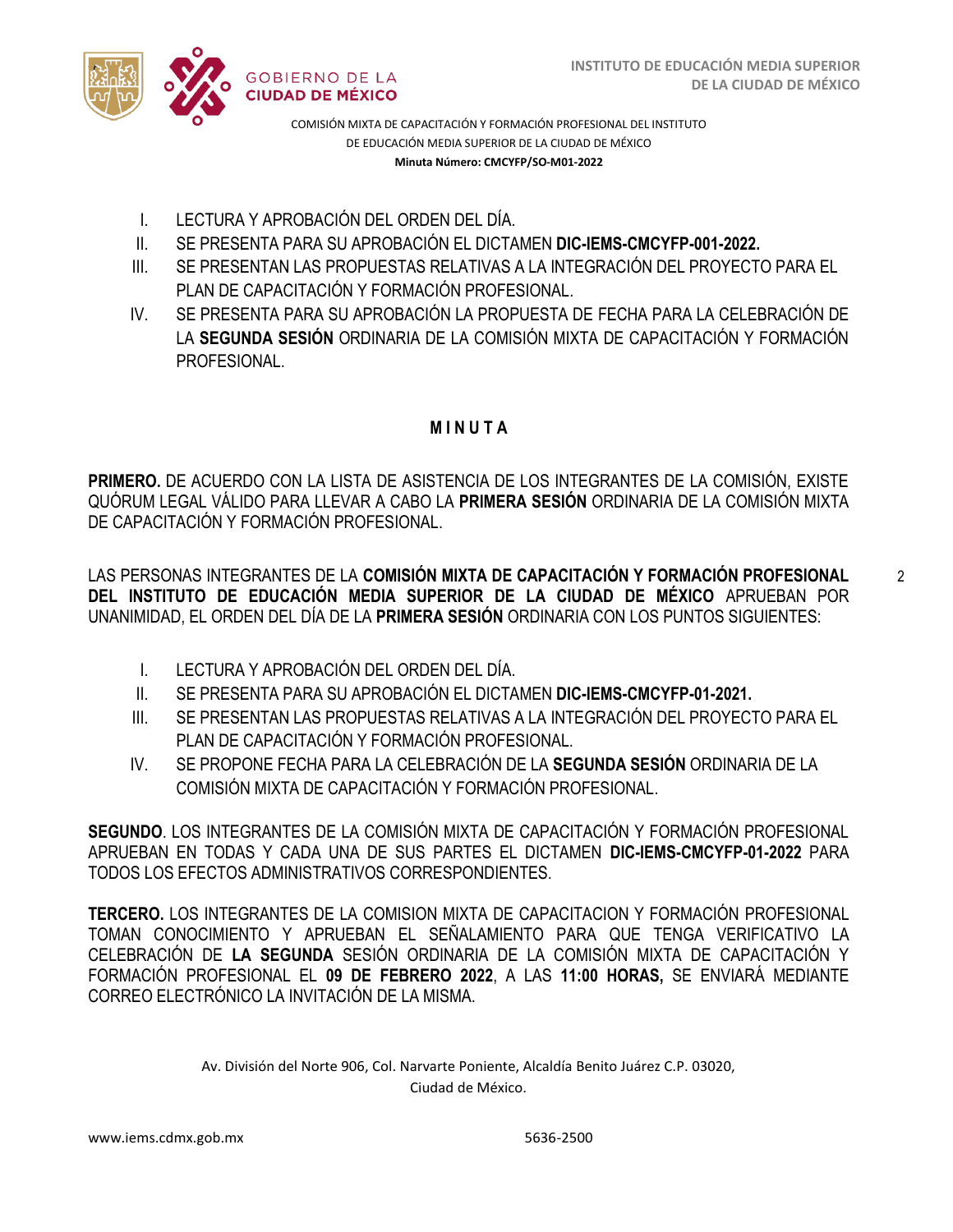I. LECTURA Y APROBACIÓN DEL ORDEN DEL DÍA.
II. SE PRESENTA PARA SU APROBACIÓN EL DICTAMEN **DIC-IEMS-CMCYFP-001-2022.**
III. SE PRESENTAN LAS PROPUESTAS RELATIVAS A LA INTEGRACIÓN DEL PROYECTO PARA EL PLAN DE CAPACITACIÓN Y FORMACIÓN PROFESIONAL.
IV. SE PRESENTA PARA SU APROBACIÓN LA PROPUESTA DE FECHA PARA LA CELEBRACIÓN DE LA **SEGUNDA SESIÓN** ORDINARIA DE LA COMISIÓN MIXTA DE CAPACITACIÓN Y FORMACIÓN PROFESIONAL.

## M I N U T A

**PRIMERO.** DE ACUERDO CON LA LISTA DE ASISTENCIA DE LOS INTEGRANTES DE LA COMISIÓN, EXISTE QUÓRUM LEGAL VÁLIDO PARA LLEVAR A CABO LA **PRIMERA SESIÓN** ORDINARIA DE LA COMISIÓN MIXTA DE CAPACITACIÓN Y FORMACIÓN PROFESIONAL.

LAS PERSONAS INTEGRANTES DE LA **COMISIÓN MIXTA DE CAPACITACIÓN Y FORMACIÓN PROFESIONAL DEL INSTITUTO DE EDUCACIÓN MEDIA SUPERIOR DE LA CIUDAD DE MÉXICO** APRUEBAN POR UNANIMIDAD, EL ORDEN DEL DÍA DE LA **PRIMERA SESIÓN** ORDINARIA CON LOS PUNTOS SIGUIENTES:

I. LECTURA Y APROBACIÓN DEL ORDEN DEL DÍA.
II. SE PRESENTA PARA SU APROBACIÓN EL DICTAMEN **DIC-IEMS-CMCYFP-01-2021.**
III. SE PRESENTAN LAS PROPUESTAS RELATIVAS A LA INTEGRACIÓN DEL PROYECTO PARA EL PLAN DE CAPACITACIÓN Y FORMACIÓN PROFESIONAL.
IV. SE PROPONE FECHA PARA LA CELEBRACIÓN DE LA **SEGUNDA SESIÓN** ORDINARIA DE LA COMISIÓN MIXTA DE CAPACITACIÓN Y FORMACIÓN PROFESIONAL.

**SEGUNDO**. LOS INTEGRANTES DE LA COMISIÓN MIXTA DE CAPACITACIÓN Y FORMACIÓN PROFESIONAL APRUEBAN EN TODAS Y CADA UNA DE SUS PARTES EL DICTAMEN **DIC-IEMS-CMCYFP-01-2022** PARA TODOS LOS EFECTOS ADMINISTRATIVOS CORRESPONDIENTES.

**TERCERO.** LOS INTEGRANTES DE LA COMISION MIXTA DE CAPACITACION Y FORMACIÓN PROFESIONAL TOMAN CONOCIMIENTO Y APRUEBAN EL SEÑALAMIENTO PARA QUE TENGA VERIFICATIVO LA CELEBRACIÓN DE **LA SEGUNDA** SESIÓN ORDINARIA DE LA COMISIÓN MIXTA DE CAPACITACIÓN Y FORMACIÓN PROFESIONAL EL **09 DE FEBRERO 2022**, A LAS **11:00 HORAS,** SE ENVIARÁ MEDIANTE CORREO ELECTRÓNICO LA INVITACIÓN DE LA MISMA.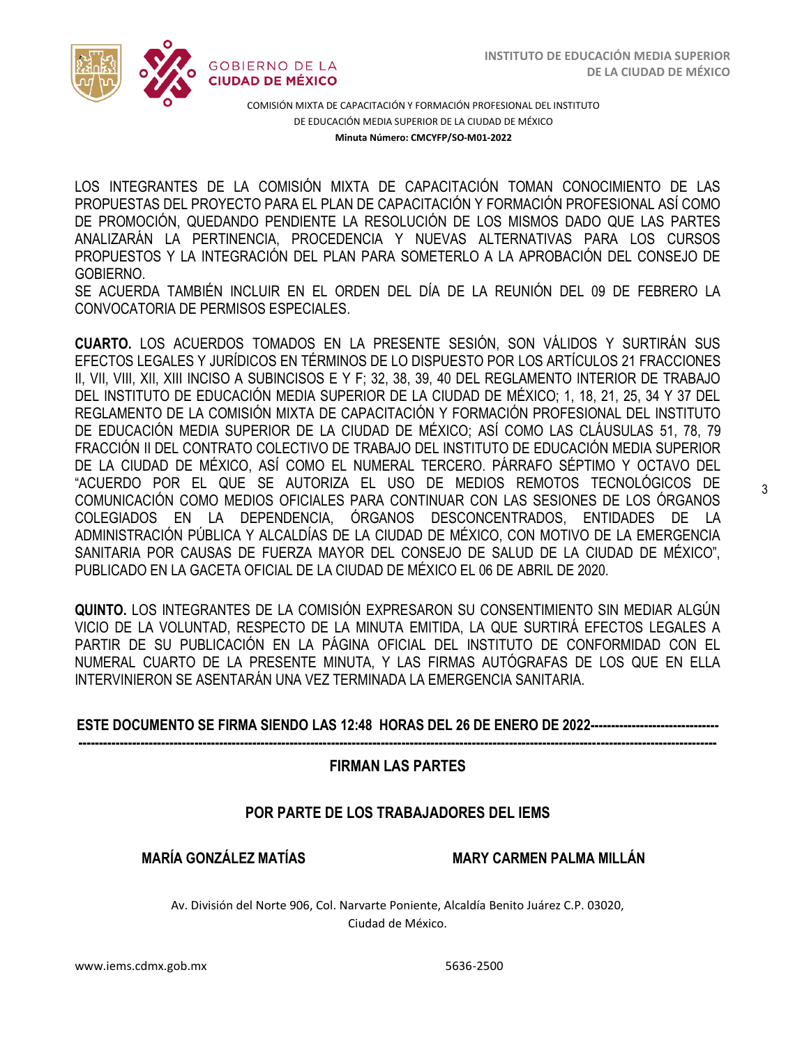LOS INTEGRANTES DE LA COMISIÓN MIXTA DE CAPACITACIÓN TOMAN CONOCIMIENTO DE LAS PROPUESTAS DEL PROYECTO PARA EL PLAN DE CAPACITACIÓN Y FORMACIÓN PROFESIONAL ASÍ COMO DE PROMOCIÓN, QUEDANDO PENDIENTE LA RESOLUCIÓN DE LOS MISMOS DADO QUE LAS PARTES ANALIZARÁN LA PERTINENCIA, PROCEDENCIA Y NUEVAS ALTERNATIVAS PARA LOS CURSOS PROPUESTOS Y LA INTEGRACIÓN DEL PLAN PARA SOMETERLO A LA APROBACIÓN DEL CONSEJO DE GOBIERNO.
SE ACUERDA TAMBIÉN INCLUIR EN EL ORDEN DEL DÍA DE LA REUNIÓN DEL 09 DE FEBRERO LA CONVOCATORIA DE PERMISOS ESPECIALES.

**CUARTO.** LOS ACUERDOS TOMADOS EN LA PRESENTE SESIÓN, SON VÁLIDOS Y SURTIRÁN SUS EFECTOS LEGALES Y JURÍDICOS EN TÉRMINOS DE LO DISPUESTO POR LOS ARTÍCULOS 21 FRACCIONES II, VII, VIII, XII, XIII INCISO A SUBINCISOS E Y F; 32, 38, 39, 40 DEL REGLAMENTO INTERIOR DE TRABAJO DEL INSTITUTO DE EDUCACIÓN MEDIA SUPERIOR DE LA CIUDAD DE MÉXICO; 1, 18, 21, 25, 34 Y 37 DEL REGLAMENTO DE LA COMISIÓN MIXTA DE CAPACITACIÓN Y FORMACIÓN PROFESIONAL DEL INSTITUTO DE EDUCACIÓN MEDIA SUPERIOR DE LA CIUDAD DE MÉXICO; ASÍ COMO LAS CLÁUSULAS 51, 78, 79 FRACCIÓN II DEL CONTRATO COLECTIVO DE TRABAJO DEL INSTITUTO DE EDUCACIÓN MEDIA SUPERIOR DE LA CIUDAD DE MÉXICO, ASÍ COMO EL NUMERAL TERCERO. PÁRRAFO SÉPTIMO Y OCTAVO DEL "ACUERDO POR EL QUE SE AUTORIZA EL USO DE MEDIOS REMOTOS TECNOLÓGICOS DE COMUNICACIÓN COMO MEDIOS OFICIALES PARA CONTINUAR CON LAS SESIONES DE LOS ÓRGANOS COLEGIADOS EN LA DEPENDENCIA, ÓRGANOS DESCONCENTRADOS, ENTIDADES DE LA ADMINISTRACIÓN PÚBLICA Y ALCALDÍAS DE LA CIUDAD DE MÉXICO, CON MOTIVO DE LA EMERGENCIA SANITARIA POR CAUSAS DE FUERZA MAYOR DEL CONSEJO DE SALUD DE LA CIUDAD DE MÉXICO", PUBLICADO EN LA GACETA OFICIAL DE LA CIUDAD DE MÉXICO EL 06 DE ABRIL DE 2020.

**QUINTO.** LOS INTEGRANTES DE LA COMISIÓN EXPRESARON SU CONSENTIMIENTO SIN MEDIAR ALGÚN VICIO DE LA VOLUNTAD, RESPECTO DE LA MINUTA EMITIDA, LA QUE SURTIRÁ EFECTOS LEGALES A PARTIR DE SU PUBLICACIÓN EN LA PÁGINA OFICIAL DEL INSTITUTO DE CONFORMIDAD CON EL NUMERAL CUARTO DE LA PRESENTE MINUTA, Y LAS FIRMAS AUTÓGRAFAS DE LOS QUE EN ELLA INTERVINIERON SE ASENTARÁN UNA VEZ TERMINADA LA EMERGENCIA SANITARIA.

**ESTE DOCUMENTO SE FIRMA SIENDO LAS 12:48 HORAS DEL 26 DE ENERO DE 2022-------------------------------------------------------------------------------------------------------------------------------------------------------------------------**

**FIRMAN LAS PARTES**

**POR PARTE DE LOS TRABAJADORES DEL IEMS**

**MARÍA GONZÁLEZ MATÍAS** | **MARY CARMEN PALMA MILLÁN**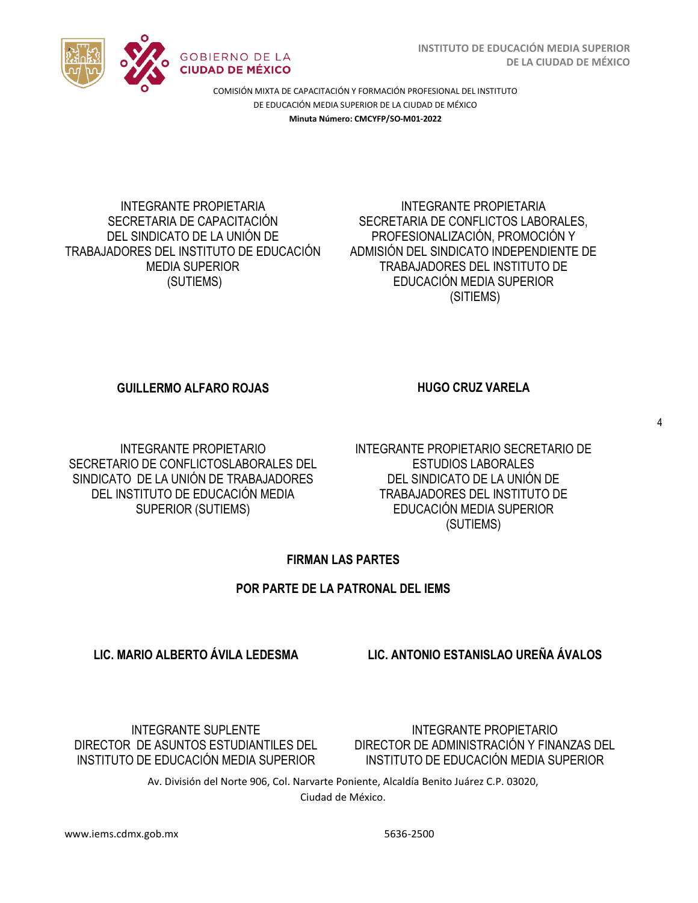INTEGRANTE PROPIETARIA
SECRETARIA DE CAPACITACIÓN
DEL SINDICATO DE LA UNIÓN DE TRABAJADORES DEL INSTITUTO DE EDUCACIÓN MEDIA SUPERIOR
(SUTIEMS)

INTEGRANTE PROPIETARIA
SECRETARIA DE CONFLICTOS LABORALES, PROFESIONALIZACIÓN, PROMOCIÓN Y ADMISIÓN DEL SINDICATO INDEPENDIENTE DE TRABAJADORES DEL INSTITUTO DE EDUCACIÓN MEDIA SUPERIOR
(SITIEMS)

**GUILLERMO ALFARO ROJAS**

INTEGRANTE PROPIETARIO
SECRETARIO DE CONFLICTOSLABORALES DEL SINDICATO DE LA UNIÓN DE TRABAJADORES DEL INSTITUTO DE EDUCACIÓN MEDIA SUPERIOR (SUTIEMS)

**HUGO CRUZ VARELA**

INTEGRANTE PROPIETARIO SECRETARIO DE ESTUDIOS LABORALES
DEL SINDICATO DE LA UNIÓN DE TRABAJADORES DEL INSTITUTO DE EDUCACIÓN MEDIA SUPERIOR
(SUTIEMS)

**FIRMAN LAS PARTES**

**POR PARTE DE LA PATRONAL DEL IEMS**

**LIC. MARIO ALBERTO ÁVILA LEDESMA**

INTEGRANTE SUPLENTE
DIRECTOR DE ASUNTOS ESTUDIANTILES DEL INSTITUTO DE EDUCACIÓN MEDIA SUPERIOR

**LIC. ANTONIO ESTANISLAO UREÑA ÁVALOS**

INTEGRANTE PROPIETARIO
DIRECTOR DE ADMINISTRACIÓN Y FINANZAS DEL INSTITUTO DE EDUCACIÓN MEDIA SUPERIOR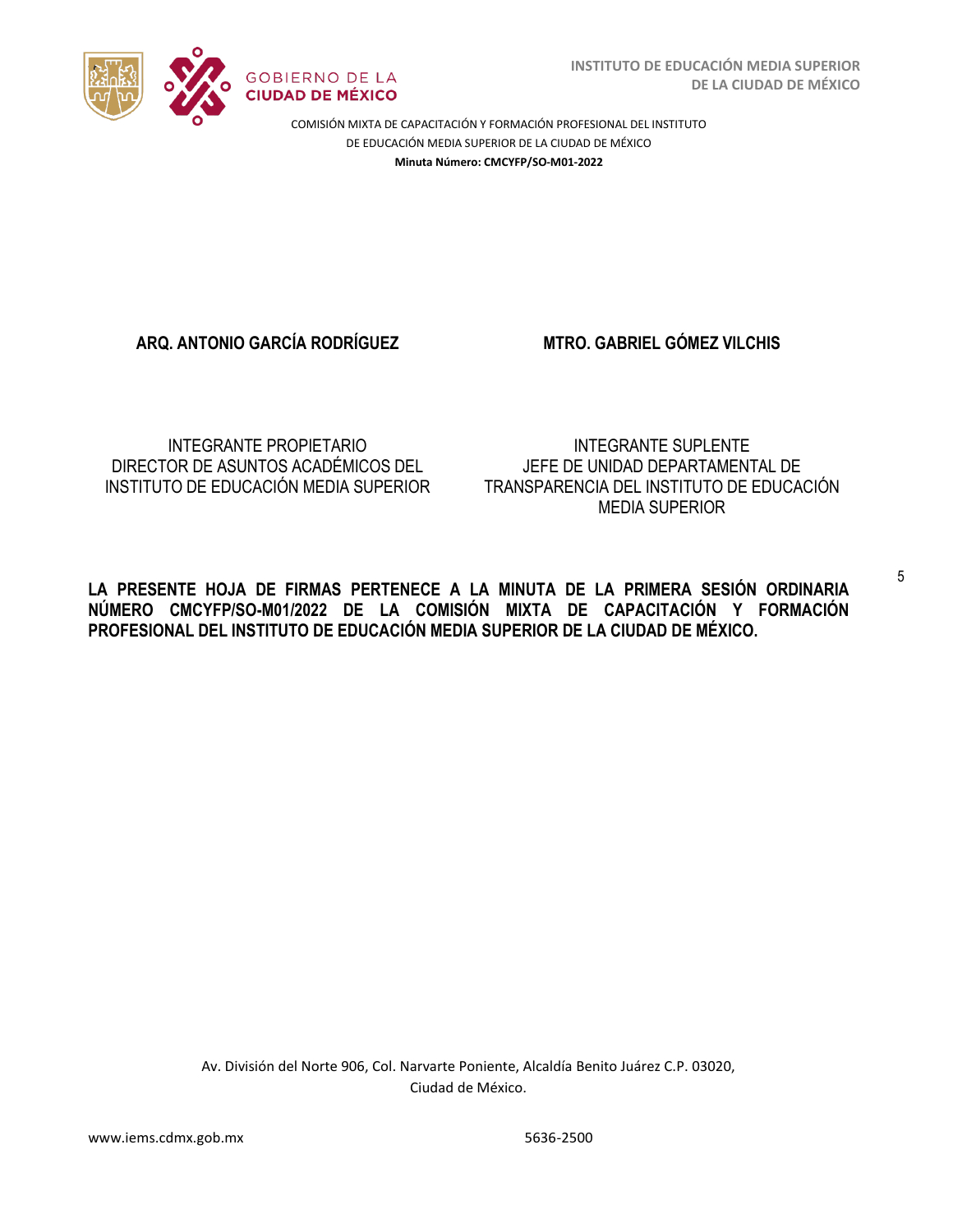**ARQ. ANTONIO GARCÍA RODRÍGUEZ**

INTEGRANTE PROPIETARIO
DIRECTOR DE ASUNTOS ACADÉMICOS DEL INSTITUTO DE EDUCACIÓN MEDIA SUPERIOR

**MTRO. GABRIEL GÓMEZ VILCHIS**

INTEGRANTE SUPLENTE
JEFE DE UNIDAD DEPARTAMENTAL DE TRANSPARENCIA DEL INSTITUTO DE EDUCACIÓN MEDIA SUPERIOR

**LA PRESENTE HOJA DE FIRMAS PERTENECE A LA MINUTA DE LA PRIMERA SESIÓN ORDINARIA NÚMERO CMCYFP/SO-M01/2022 DE LA COMISIÓN MIXTA DE CAPACITACIÓN Y FORMACIÓN PROFESIONAL DEL INSTITUTO DE EDUCACIÓN MEDIA SUPERIOR DE LA CIUDAD DE MÉXICO.**